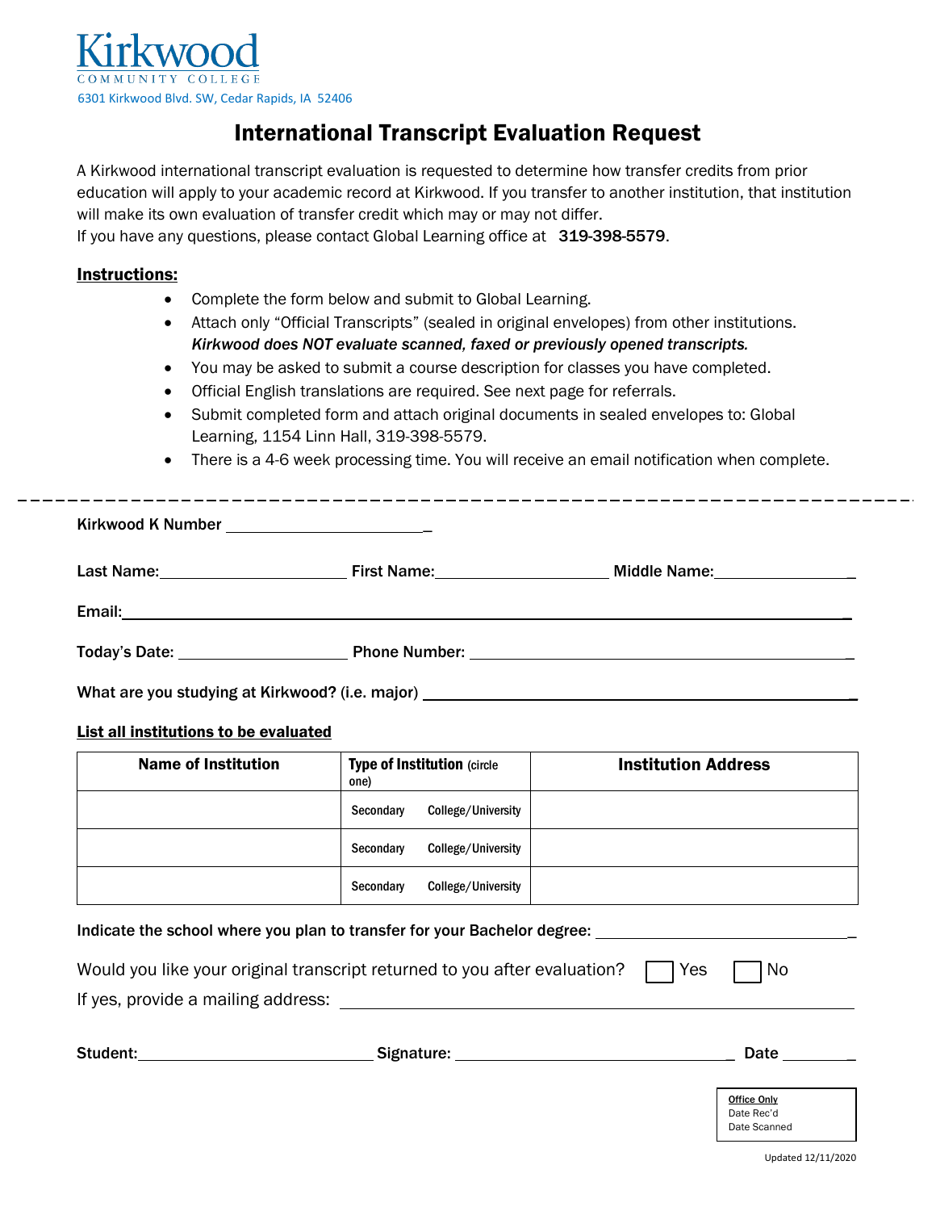**Kirkwood**
COMMUNITY COLLEGE
6301 Kirkwood Blvd. SW, Cedar Rapids, IA 52406

# International Transcript Evaluation Request

A Kirkwood international transcript evaluation is requested to determine how transfer credits from prior education will apply to your academic record at Kirkwood. If you transfer to another institution, that institution will make its own evaluation of transfer credit which may or may not differ.
If you have any questions, please contact Global Learning office at **319-398-5579**.

**Instructions:**

- Complete the form below and submit to Global Learning.
- Attach only "Official Transcripts" (sealed in original envelopes) from other institutions. ***Kirkwood does NOT evaluate scanned, faxed or previously opened transcripts.***
- You may be asked to submit a course description for classes you have completed.
- Official English translations are required. See next page for referrals.
- Submit completed form and attach original documents in sealed envelopes to: Global Learning, 1154 Linn Hall, 319-398-5579.
- There is a 4-6 week processing time. You will receive an email notification when complete.

---

**Kirkwood K Number** ______________________

**Last Name:** ____________________ **First Name:** ____________________ **Middle Name:** ________________

**Email:** ____________________________________________________________

**Today's Date:** ____________________ **Phone Number:** ____________________________________

**What are you studying at Kirkwood? (i.e. major)** ____________________________________

**List all institutions to be evaluated**

| Name of Institution | Type of Institution (circle one) | Institution Address |
|---|---|---|
| | Secondary College/University | |
| | Secondary College/University | |
| | Secondary College/University | |

**Indicate the school where you plan to transfer for your Bachelor degree:** ____________________________

Would you like your original transcript returned to you after evaluation? ☐ Yes ☐ No
If yes, provide a mailing address: ____________________________________________

**Student:** ________________________ **Signature:** ____________________________ **Date** ________

Office Only
Date Rec'd
Date Scanned

Updated 12/11/2020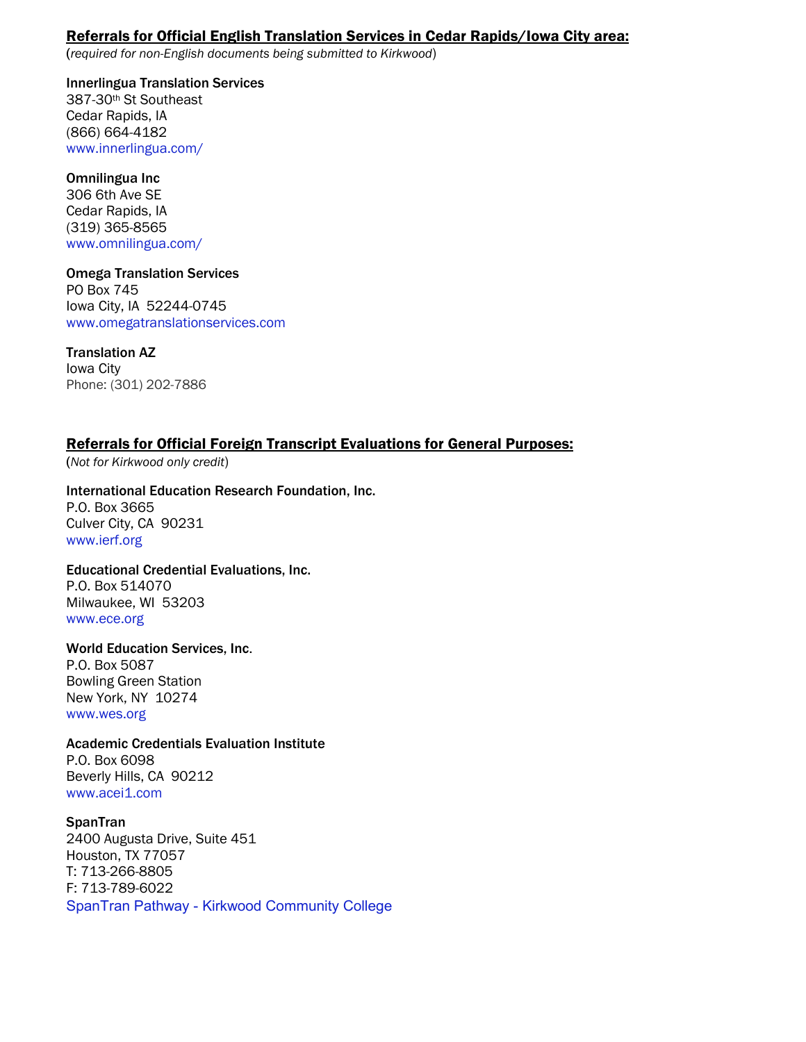## Referrals for Official English Translation Services in Cedar Rapids/Iowa City area:

(*required for non-English documents being submitted to Kirkwood*)

**Innerlingua Translation Services**
387-30th St Southeast
Cedar Rapids, IA
(866) 664-4182
www.innerlingua.com/

**Omnilingua Inc**
306 6th Ave SE
Cedar Rapids, IA
(319) 365-8565
www.omnilingua.com/

**Omega Translation Services**
PO Box 745
Iowa City, IA 52244-0745
www.omegatranslationservices.com

**Translation AZ**
Iowa City
Phone: (301) 202-7886

## Referrals for Official Foreign Transcript Evaluations for General Purposes:

(*Not for Kirkwood only credit*)

**International Education Research Foundation, Inc.**
P.O. Box 3665
Culver City, CA 90231
www.ierf.org

**Educational Credential Evaluations, Inc.**
P.O. Box 514070
Milwaukee, WI 53203
www.ece.org

**World Education Services, Inc.**
P.O. Box 5087
Bowling Green Station
New York, NY 10274
www.wes.org

**Academic Credentials Evaluation Institute**
P.O. Box 6098
Beverly Hills, CA 90212
www.acei1.com

**SpanTran**
2400 Augusta Drive, Suite 451
Houston, TX 77057
T: 713-266-8805
F: 713-789-6022
SpanTran Pathway - Kirkwood Community College